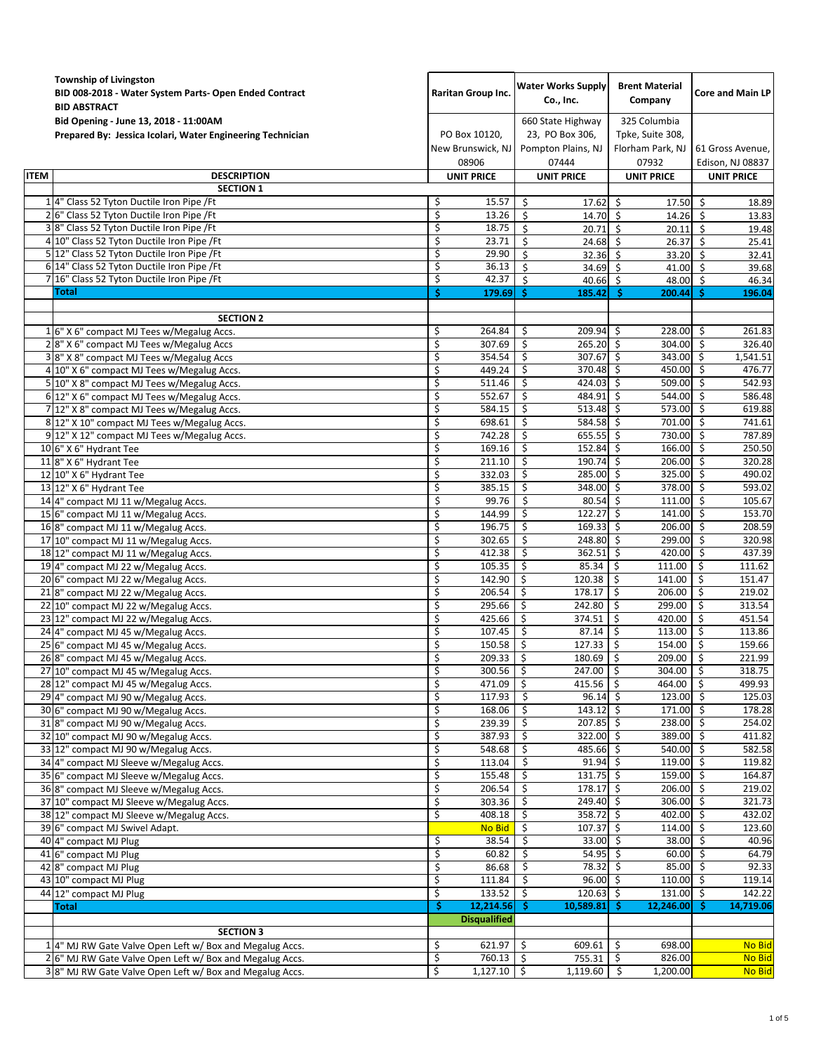**Township of Livingston**
**BID 008-2018 - Water System Parts- Open Ended Contract**
**BID ABSTRACT**
**Bid Opening - June 13, 2018 - 11:00AM**
**Prepared By: Jessica Icolari, Water Engineering Technician**

| ITEM | DESCRIPTION | Raritan Group Inc. | Water Works Supply Co., Inc. | Brent Material Company | Core and Main LP |
|---|---|---|---|---|---|
| | | PO Box 10120, New Brunswick, NJ 08906 | 660 State Highway 23, PO Box 306, Pompton Plains, NJ 07444 | 325 Columbia Tpke, Suite 308, Florham Park, NJ 07932 | 61 Gross Avenue, Edison, NJ 08837 |
| | | UNIT PRICE | UNIT PRICE | UNIT PRICE | UNIT PRICE |
| | **SECTION 1** | | | | |
| 1 | 4" Class 52 Tyton Ductile Iron Pipe /Ft | $ 15.57 | $ 17.62 | $ 17.50 | $ 18.89 |
| 2 | 6" Class 52 Tyton Ductile Iron Pipe /Ft | $ 13.26 | $ 14.70 | $ 14.26 | $ 13.83 |
| 3 | 8" Class 52 Tyton Ductile Iron Pipe /Ft | $ 18.75 | $ 20.71 | $ 20.11 | $ 19.48 |
| 4 | 10" Class 52 Tyton Ductile Iron Pipe /Ft | $ 23.71 | $ 24.68 | $ 26.37 | $ 25.41 |
| 5 | 12" Class 52 Tyton Ductile Iron Pipe /Ft | $ 29.90 | $ 32.36 | $ 33.20 | $ 32.41 |
| 6 | 14" Class 52 Tyton Ductile Iron Pipe /Ft | $ 36.13 | $ 34.69 | $ 41.00 | $ 39.68 |
| 7 | 16" Class 52 Tyton Ductile Iron Pipe /Ft | $ 42.37 | $ 40.66 | $ 48.00 | $ 46.34 |
| | **Total** | **$ 179.69** | **$ 185.42** | **$ 200.44** | **$ 196.04** |
| | | | | | |
| | **SECTION 2** | | | | |
| 1 | 6" X 6" compact MJ Tees w/Megalug Accs. | $ 264.84 | $ 209.94 | $ 228.00 | $ 261.83 |
| 2 | 8" X 6" compact MJ Tees w/Megalug Accs | $ 307.69 | $ 265.20 | $ 304.00 | $ 326.40 |
| 3 | 8" X 8" compact MJ Tees w/Megalug Accs | $ 354.54 | $ 307.67 | $ 343.00 | $ 1,541.51 |
| 4 | 10" X 6" compact MJ Tees w/Megalug Accs. | $ 449.24 | $ 370.48 | $ 450.00 | $ 476.77 |
| 5 | 10" X 8" compact MJ Tees w/Megalug Accs. | $ 511.46 | $ 424.03 | $ 509.00 | $ 542.93 |
| 6 | 12" X 6" compact MJ Tees w/Megalug Accs. | $ 552.67 | $ 484.91 | $ 544.00 | $ 586.48 |
| 7 | 12" X 8" compact MJ Tees w/Megalug Accs. | $ 584.15 | $ 513.48 | $ 573.00 | $ 619.88 |
| 8 | 12" X 10" compact MJ Tees w/Megalug Accs. | $ 698.61 | $ 584.58 | $ 701.00 | $ 741.61 |
| 9 | 12" X 12" compact MJ Tees w/Megalug Accs. | $ 742.28 | $ 655.55 | $ 730.00 | $ 787.89 |
| 10 | 6" X 6" Hydrant Tee | $ 169.16 | $ 152.84 | $ 166.00 | $ 250.50 |
| 11 | 8" X 6" Hydrant Tee | $ 211.10 | $ 190.74 | $ 206.00 | $ 320.28 |
| 12 | 10" X 6" Hydrant Tee | $ 332.03 | $ 285.00 | $ 325.00 | $ 490.02 |
| 13 | 12" X 6" Hydrant Tee | $ 385.15 | $ 348.00 | $ 378.00 | $ 593.02 |
| 14 | 4" compact MJ 11 w/Megalug Accs. | $ 99.76 | $ 80.54 | $ 111.00 | $ 105.67 |
| 15 | 6" compact MJ 11 w/Megalug Accs. | $ 144.99 | $ 122.27 | $ 141.00 | $ 153.70 |
| 16 | 8" compact MJ 11 w/Megalug Accs. | $ 196.75 | $ 169.33 | $ 206.00 | $ 208.59 |
| 17 | 10" compact MJ 11 w/Megalug Accs. | $ 302.65 | $ 248.80 | $ 299.00 | $ 320.98 |
| 18 | 12" compact MJ 11 w/Megalug Accs. | $ 412.38 | $ 362.51 | $ 420.00 | $ 437.39 |
| 19 | 4" compact MJ 22 w/Megalug Accs. | $ 105.35 | $ 85.34 | $ 111.00 | $ 111.62 |
| 20 | 6" compact MJ 22 w/Megalug Accs. | $ 142.90 | $ 120.38 | $ 141.00 | $ 151.47 |
| 21 | 8" compact MJ 22 w/Megalug Accs. | $ 206.54 | $ 178.17 | $ 206.00 | $ 219.02 |
| 22 | 10" compact MJ 22 w/Megalug Accs. | $ 295.66 | $ 242.80 | $ 299.00 | $ 313.54 |
| 23 | 12" compact MJ 22 w/Megalug Accs. | $ 425.66 | $ 374.51 | $ 420.00 | $ 451.54 |
| 24 | 4" compact MJ 45 w/Megalug Accs. | $ 107.45 | $ 87.14 | $ 113.00 | $ 113.86 |
| 25 | 6" compact MJ 45 w/Megalug Accs. | $ 150.58 | $ 127.33 | $ 154.00 | $ 159.66 |
| 26 | 8" compact MJ 45 w/Megalug Accs. | $ 209.33 | $ 180.69 | $ 209.00 | $ 221.99 |
| 27 | 10" compact MJ 45 w/Megalug Accs. | $ 300.56 | $ 247.00 | $ 304.00 | $ 318.75 |
| 28 | 12" compact MJ 45 w/Megalug Accs. | $ 471.09 | $ 415.56 | $ 464.00 | $ 499.93 |
| 29 | 4" compact MJ 90 w/Megalug Accs. | $ 117.93 | $ 96.14 | $ 123.00 | $ 125.03 |
| 30 | 6" compact MJ 90 w/Megalug Accs. | $ 168.06 | $ 143.12 | $ 171.00 | $ 178.28 |
| 31 | 8" compact MJ 90 w/Megalug Accs. | $ 239.39 | $ 207.85 | $ 238.00 | $ 254.02 |
| 32 | 10" compact MJ 90 w/Megalug Accs. | $ 387.93 | $ 322.00 | $ 389.00 | $ 411.82 |
| 33 | 12" compact MJ 90 w/Megalug Accs. | $ 548.68 | $ 485.66 | $ 540.00 | $ 582.58 |
| 34 | 4" compact MJ Sleeve w/Megalug Accs. | $ 113.04 | $ 91.94 | $ 119.00 | $ 119.82 |
| 35 | 6" compact MJ Sleeve w/Megalug Accs. | $ 155.48 | $ 131.75 | $ 159.00 | $ 164.87 |
| 36 | 8" compact MJ Sleeve w/Megalug Accs. | $ 206.54 | $ 178.17 | $ 206.00 | $ 219.02 |
| 37 | 10" compact MJ Sleeve w/Megalug Accs. | $ 303.36 | $ 249.40 | $ 306.00 | $ 321.73 |
| 38 | 12" compact MJ Sleeve w/Megalug Accs. | $ 408.18 | $ 358.72 | $ 402.00 | $ 432.02 |
| 39 | 6" compact MJ Swivel Adapt. | No Bid | $ 107.37 | $ 114.00 | $ 123.60 |
| 40 | 4" compact MJ Plug | $ 38.54 | $ 33.00 | $ 38.00 | $ 40.96 |
| 41 | 6" compact MJ Plug | $ 60.82 | $ 54.95 | $ 60.00 | $ 64.79 |
| 42 | 8" compact MJ Plug | $ 86.68 | $ 78.32 | $ 85.00 | $ 92.33 |
| 43 | 10" compact MJ Plug | $ 111.84 | $ 96.00 | $ 110.00 | $ 119.14 |
| 44 | 12" compact MJ Plug | $ 133.52 | $ 120.63 | $ 131.00 | $ 142.22 |
| | **Total** | **$ 12,214.56** | **$ 10,589.81** | **$ 12,246.00** | **$ 14,719.06** |
| | | **Disqualified** | | | |
| | **SECTION 3** | | | | |
| 1 | 4" MJ RW Gate Valve Open Left w/ Box and Megalug Accs. | $ 621.97 | $ 609.61 | $ 698.00 | No Bid |
| 2 | 6" MJ RW Gate Valve Open Left w/ Box and Megalug Accs. | $ 760.13 | $ 755.31 | $ 826.00 | No Bid |
| 3 | 8" MJ RW Gate Valve Open Left w/ Box and Megalug Accs. | $ 1,127.10 | $ 1,119.60 | $ 1,200.00 | No Bid |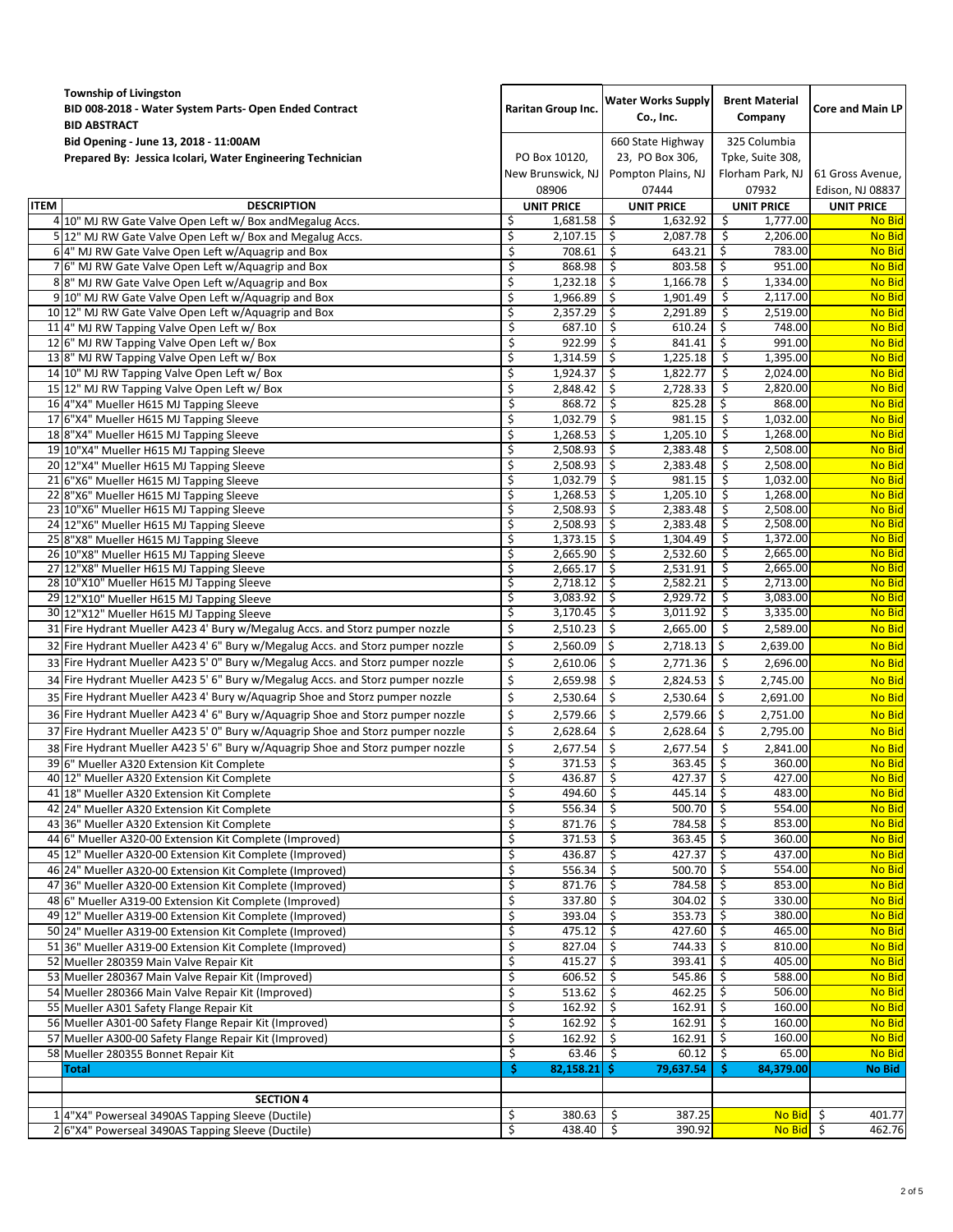| | **Township of Livingston**<br>**BID 008-2018 - Water System Parts- Open Ended Contract**<br>**BID ABSTRACT**<br>**Bid Opening - June 13, 2018 - 11:00AM**<br>**Prepared By: Jessica Icolari, Water Engineering Technician** | **Raritan Group Inc.**<br>PO Box 10120, New Brunswick, NJ 08906 | **Water Works Supply Co., Inc.**<br>660 State Highway 23, PO Box 306, Pompton Plains, NJ 07444 | **Brent Material Company**<br>325 Columbia Tpke, Suite 308, Florham Park, NJ 07932 | **Core and Main LP**<br>61 Gross Avenue, Edison, NJ 08837 |
|---|---|---|---|---|---|
| **ITEM** | **DESCRIPTION** | **UNIT PRICE** | **UNIT PRICE** | **UNIT PRICE** | **UNIT PRICE** |
| 4 | 10" MJ RW Gate Valve Open Left w/ Box andMegalug Accs. | $ 1,681.58 | $ 1,632.92 | $ 1,777.00 | No Bid |
| 5 | 12" MJ RW Gate Valve Open Left w/ Box and Megalug Accs. | $ 2,107.15 | $ 2,087.78 | $ 2,206.00 | No Bid |
| 6 | 4" MJ RW Gate Valve Open Left w/Aquagrip and Box | $ 708.61 | $ 643.21 | $ 783.00 | No Bid |
| 7 | 6" MJ RW Gate Valve Open Left w/Aquagrip and Box | $ 868.98 | $ 803.58 | $ 951.00 | No Bid |
| 8 | 8" MJ RW Gate Valve Open Left w/Aquagrip and Box | $ 1,232.18 | $ 1,166.78 | $ 1,334.00 | No Bid |
| 9 | 10" MJ RW Gate Valve Open Left w/Aquagrip and Box | $ 1,966.89 | $ 1,901.49 | $ 2,117.00 | No Bid |
| 10 | 12" MJ RW Gate Valve Open Left w/Aquagrip and Box | $ 2,357.29 | $ 2,291.89 | $ 2,519.00 | No Bid |
| 11 | 4" MJ RW Tapping Valve Open Left w/ Box | $ 687.10 | $ 610.24 | $ 748.00 | No Bid |
| 12 | 6" MJ RW Tapping Valve Open Left w/ Box | $ 922.99 | $ 841.41 | $ 991.00 | No Bid |
| 13 | 8" MJ RW Tapping Valve Open Left w/ Box | $ 1,314.59 | $ 1,225.18 | $ 1,395.00 | No Bid |
| 14 | 10" MJ RW Tapping Valve Open Left w/ Box | $ 1,924.37 | $ 1,822.77 | $ 2,024.00 | No Bid |
| 15 | 12" MJ RW Tapping Valve Open Left w/ Box | $ 2,848.42 | $ 2,728.33 | $ 2,820.00 | No Bid |
| 16 | 4"X4" Mueller H615 MJ Tapping Sleeve | $ 868.72 | $ 825.28 | $ 868.00 | No Bid |
| 17 | 6"X4" Mueller H615 MJ Tapping Sleeve | $ 1,032.79 | $ 981.15 | $ 1,032.00 | No Bid |
| 18 | 8"X4" Mueller H615 MJ Tapping Sleeve | $ 1,268.53 | $ 1,205.10 | $ 1,268.00 | No Bid |
| 19 | 10"X4" Mueller H615 MJ Tapping Sleeve | $ 2,508.93 | $ 2,383.48 | $ 2,508.00 | No Bid |
| 20 | 12"X4" Mueller H615 MJ Tapping Sleeve | $ 2,508.93 | $ 2,383.48 | $ 2,508.00 | No Bid |
| 21 | 6"X6" Mueller H615 MJ Tapping Sleeve | $ 1,032.79 | $ 981.15 | $ 1,032.00 | No Bid |
| 22 | 8"X6" Mueller H615 MJ Tapping Sleeve | $ 1,268.53 | $ 1,205.10 | $ 1,268.00 | No Bid |
| 23 | 10"X6" Mueller H615 MJ Tapping Sleeve | $ 2,508.93 | $ 2,383.48 | $ 2,508.00 | No Bid |
| 24 | 12"X6" Mueller H615 MJ Tapping Sleeve | $ 2,508.93 | $ 2,383.48 | $ 2,508.00 | No Bid |
| 25 | 8"X8" Mueller H615 MJ Tapping Sleeve | $ 1,373.15 | $ 1,304.49 | $ 1,372.00 | No Bid |
| 26 | 10"X8" Mueller H615 MJ Tapping Sleeve | $ 2,665.90 | $ 2,532.60 | $ 2,665.00 | No Bid |
| 27 | 12"X8" Mueller H615 MJ Tapping Sleeve | $ 2,665.17 | $ 2,531.91 | $ 2,665.00 | No Bid |
| 28 | 10"X10" Mueller H615 MJ Tapping Sleeve | $ 2,718.12 | $ 2,582.21 | $ 2,713.00 | No Bid |
| 29 | 12"X10" Mueller H615 MJ Tapping Sleeve | $ 3,083.92 | $ 2,929.72 | $ 3,083.00 | No Bid |
| 30 | 12"X12" Mueller H615 MJ Tapping Sleeve | $ 3,170.45 | $ 3,011.92 | $ 3,335.00 | No Bid |
| 31 | Fire Hydrant Mueller A423 4' Bury w/Megalug Accs. and Storz pumper nozzle | $ 2,510.23 | $ 2,665.00 | $ 2,589.00 | No Bid |
| 32 | Fire Hydrant Mueller A423 4' 6" Bury w/Megalug Accs. and Storz pumper nozzle | $ 2,560.09 | $ 2,718.13 | $ 2,639.00 | No Bid |
| 33 | Fire Hydrant Mueller A423 5' 0" Bury w/Megalug Accs. and Storz pumper nozzle | $ 2,610.06 | $ 2,771.36 | $ 2,696.00 | No Bid |
| 34 | Fire Hydrant Mueller A423 5' 6" Bury w/Megalug Accs. and Storz pumper nozzle | $ 2,659.98 | $ 2,824.53 | $ 2,745.00 | No Bid |
| 35 | Fire Hydrant Mueller A423 4' Bury w/Aquagrip Shoe and Storz pumper nozzle | $ 2,530.64 | $ 2,530.64 | $ 2,691.00 | No Bid |
| 36 | Fire Hydrant Mueller A423 4' 6" Bury w/Aquagrip Shoe and Storz pumper nozzle | $ 2,579.66 | $ 2,579.66 | $ 2,751.00 | No Bid |
| 37 | Fire Hydrant Mueller A423 5' 0" Bury w/Aquagrip Shoe and Storz pumper nozzle | $ 2,628.64 | $ 2,628.64 | $ 2,795.00 | No Bid |
| 38 | Fire Hydrant Mueller A423 5' 6" Bury w/Aquagrip Shoe and Storz pumper nozzle | $ 2,677.54 | $ 2,677.54 | $ 2,841.00 | No Bid |
| 39 | 6" Mueller A320 Extension Kit Complete | $ 371.53 | $ 363.45 | $ 360.00 | No Bid |
| 40 | 12" Mueller A320 Extension Kit Complete | $ 436.87 | $ 427.37 | $ 427.00 | No Bid |
| 41 | 18" Mueller A320 Extension Kit Complete | $ 494.60 | $ 445.14 | $ 483.00 | No Bid |
| 42 | 24" Mueller A320 Extension Kit Complete | $ 556.34 | $ 500.70 | $ 554.00 | No Bid |
| 43 | 36" Mueller A320 Extension Kit Complete | $ 871.76 | $ 784.58 | $ 853.00 | No Bid |
| 44 | 6" Mueller A320-00 Extension Kit Complete (Improved) | $ 371.53 | $ 363.45 | $ 360.00 | No Bid |
| 45 | 12" Mueller A320-00 Extension Kit Complete (Improved) | $ 436.87 | $ 427.37 | $ 437.00 | No Bid |
| 46 | 24" Mueller A320-00 Extension Kit Complete (Improved) | $ 556.34 | $ 500.70 | $ 554.00 | No Bid |
| 47 | 36" Mueller A320-00 Extension Kit Complete (Improved) | $ 871.76 | $ 784.58 | $ 853.00 | No Bid |
| 48 | 6" Mueller A319-00 Extension Kit Complete (Improved) | $ 337.80 | $ 304.02 | $ 330.00 | No Bid |
| 49 | 12" Mueller A319-00 Extension Kit Complete (Improved) | $ 393.04 | $ 353.73 | $ 380.00 | No Bid |
| 50 | 24" Mueller A319-00 Extension Kit Complete (Improved) | $ 475.12 | $ 427.60 | $ 465.00 | No Bid |
| 51 | 36" Mueller A319-00 Extension Kit Complete (Improved) | $ 827.04 | $ 744.33 | $ 810.00 | No Bid |
| 52 | Mueller 280359 Main Valve Repair Kit | $ 415.27 | $ 393.41 | $ 405.00 | No Bid |
| 53 | Mueller 280367 Main Valve Repair Kit (Improved) | $ 606.52 | $ 545.86 | $ 588.00 | No Bid |
| 54 | Mueller 280366 Main Valve Repair Kit (Improved) | $ 513.62 | $ 462.25 | $ 506.00 | No Bid |
| 55 | Mueller A301 Safety Flange Repair Kit | $ 162.92 | $ 162.91 | $ 160.00 | No Bid |
| 56 | Mueller A301-00 Safety Flange Repair Kit (Improved) | $ 162.92 | $ 162.91 | $ 160.00 | No Bid |
| 57 | Mueller A300-00 Safety Flange Repair Kit (Improved) | $ 162.92 | $ 162.91 | $ 160.00 | No Bid |
| 58 | Mueller 280355 Bonnet Repair Kit | $ 63.46 | $ 60.12 | $ 65.00 | No Bid |
| | **Total** | **$ 82,158.21** | **$ 79,637.54** | **$ 84,379.00** | **No Bid** |
| | | | | | |
| | **SECTION 4** | | | | |
| 1 | 4"X4" Powerseal 3490AS Tapping Sleeve (Ductile) | $ 380.63 | $ 387.25 | No Bid | $ 401.77 |
| 2 | 6"X4" Powerseal 3490AS Tapping Sleeve (Ductile) | $ 438.40 | $ 390.92 | No Bid | $ 462.76 |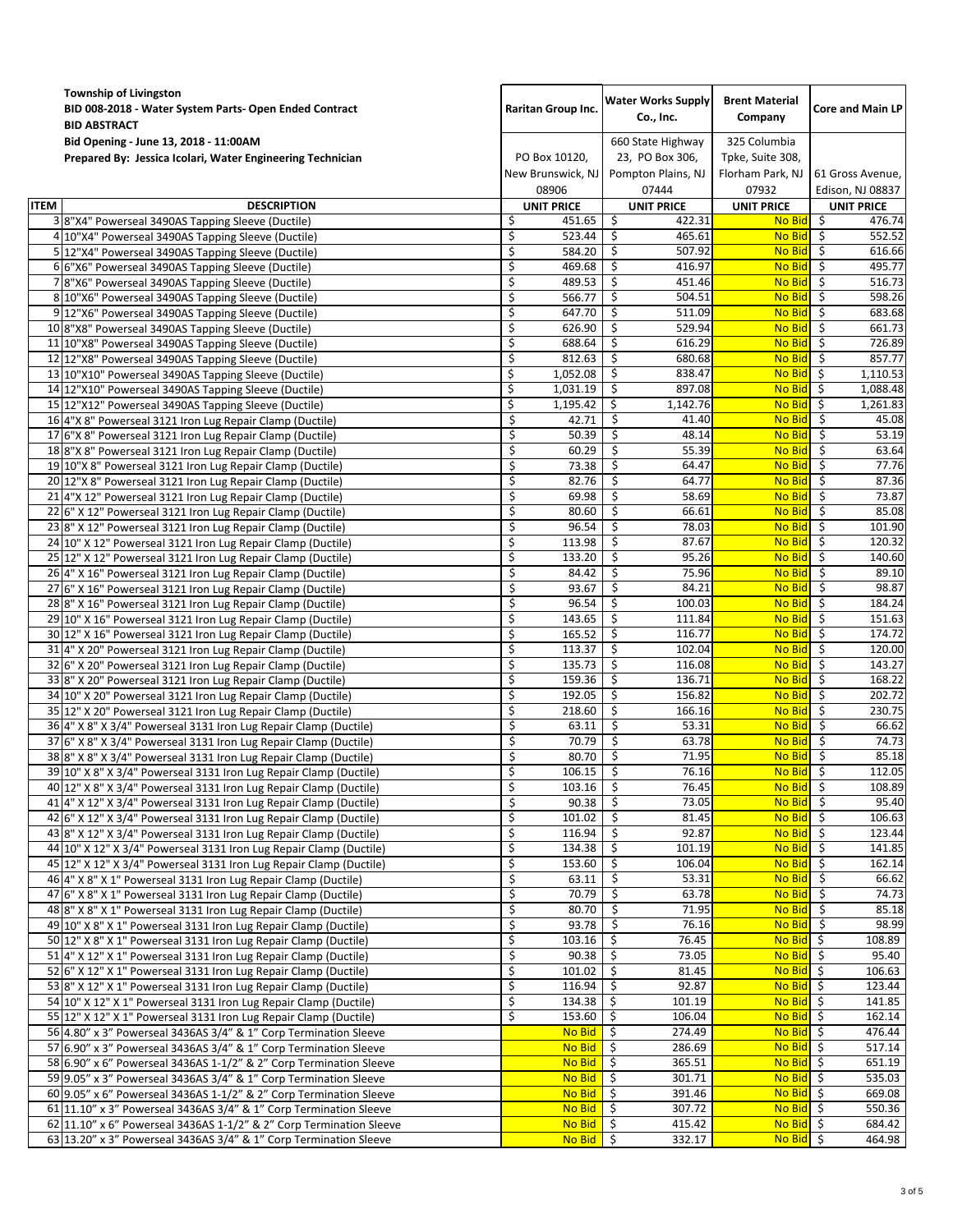**Township of Livingston**
**BID 008-2018 - Water System Parts- Open Ended Contract**
**BID ABSTRACT**
**Bid Opening - June 13, 2018 - 11:00AM**
**Prepared By: Jessica Icolari, Water Engineering Technician**

| ITEM | DESCRIPTION | Raritan Group Inc. | Water Works Supply Co., Inc. | Brent Material Company | Core and Main LP |
|---|---|---|---|---|---|
| | | PO Box 10120, New Brunswick, NJ 08906 | 660 State Highway 23, PO Box 306, Pompton Plains, NJ 07444 | 325 Columbia Tpke, Suite 308, Florham Park, NJ 07932 | 61 Gross Avenue, Edison, NJ 08837 |
| | | UNIT PRICE | UNIT PRICE | UNIT PRICE | UNIT PRICE |
| 3 | 8"X4" Powerseal 3490AS Tapping Sleeve (Ductile) | $ 451.65 | $ 422.31 | No Bid | $ 476.74 |
| 4 | 10"X4" Powerseal 3490AS Tapping Sleeve (Ductile) | $ 523.44 | $ 465.61 | No Bid | $ 552.52 |
| 5 | 12"X4" Powerseal 3490AS Tapping Sleeve (Ductile) | $ 584.20 | $ 507.92 | No Bid | $ 616.66 |
| 6 | 6"X6" Powerseal 3490AS Tapping Sleeve (Ductile) | $ 469.68 | $ 416.97 | No Bid | $ 495.77 |
| 7 | 8"X6" Powerseal 3490AS Tapping Sleeve (Ductile) | $ 489.53 | $ 451.46 | No Bid | $ 516.73 |
| 8 | 10"X6" Powerseal 3490AS Tapping Sleeve (Ductile) | $ 566.77 | $ 504.51 | No Bid | $ 598.26 |
| 9 | 12"X6" Powerseal 3490AS Tapping Sleeve (Ductile) | $ 647.70 | $ 511.09 | No Bid | $ 683.68 |
| 10 | 8"X8" Powerseal 3490AS Tapping Sleeve (Ductile) | $ 626.90 | $ 529.94 | No Bid | $ 661.73 |
| 11 | 10"X8" Powerseal 3490AS Tapping Sleeve (Ductile) | $ 688.64 | $ 616.29 | No Bid | $ 726.89 |
| 12 | 12"X8" Powerseal 3490AS Tapping Sleeve (Ductile) | $ 812.63 | $ 680.68 | No Bid | $ 857.77 |
| 13 | 10"X10" Powerseal 3490AS Tapping Sleeve (Ductile) | $ 1,052.08 | $ 838.47 | No Bid | $ 1,110.53 |
| 14 | 12"X10" Powerseal 3490AS Tapping Sleeve (Ductile) | $ 1,031.19 | $ 897.08 | No Bid | $ 1,088.48 |
| 15 | 12"X12" Powerseal 3490AS Tapping Sleeve (Ductile) | $ 1,195.42 | $ 1,142.76 | No Bid | $ 1,261.83 |
| 16 | 4"X 8" Powerseal 3121 Iron Lug Repair Clamp (Ductile) | $ 42.71 | $ 41.40 | No Bid | $ 45.08 |
| 17 | 6"X 8" Powerseal 3121 Iron Lug Repair Clamp (Ductile) | $ 50.39 | $ 48.14 | No Bid | $ 53.19 |
| 18 | 8"X 8" Powerseal 3121 Iron Lug Repair Clamp (Ductile) | $ 60.29 | $ 55.39 | No Bid | $ 63.64 |
| 19 | 10"X 8" Powerseal 3121 Iron Lug Repair Clamp (Ductile) | $ 73.38 | $ 64.47 | No Bid | $ 77.76 |
| 20 | 12"X 8" Powerseal 3121 Iron Lug Repair Clamp (Ductile) | $ 82.76 | $ 64.77 | No Bid | $ 87.36 |
| 21 | 4"X 12" Powerseal 3121 Iron Lug Repair Clamp (Ductile) | $ 69.98 | $ 58.69 | No Bid | $ 73.87 |
| 22 | 6" X 12" Powerseal 3121 Iron Lug Repair Clamp (Ductile) | $ 80.60 | $ 66.61 | No Bid | $ 85.08 |
| 23 | 8" X 12" Powerseal 3121 Iron Lug Repair Clamp (Ductile) | $ 96.54 | $ 78.03 | No Bid | $ 101.90 |
| 24 | 10" X 12" Powerseal 3121 Iron Lug Repair Clamp (Ductile) | $ 113.98 | $ 87.67 | No Bid | $ 120.32 |
| 25 | 12" X 12" Powerseal 3121 Iron Lug Repair Clamp (Ductile) | $ 133.20 | $ 95.26 | No Bid | $ 140.60 |
| 26 | 4" X 16" Powerseal 3121 Iron Lug Repair Clamp (Ductile) | $ 84.42 | $ 75.96 | No Bid | $ 89.10 |
| 27 | 6" X 16" Powerseal 3121 Iron Lug Repair Clamp (Ductile) | $ 93.67 | $ 84.21 | No Bid | $ 98.87 |
| 28 | 8" X 16" Powerseal 3121 Iron Lug Repair Clamp (Ductile) | $ 96.54 | $ 100.03 | No Bid | $ 184.24 |
| 29 | 10" X 16" Powerseal 3121 Iron Lug Repair Clamp (Ductile) | $ 143.65 | $ 111.84 | No Bid | $ 151.63 |
| 30 | 12" X 16" Powerseal 3121 Iron Lug Repair Clamp (Ductile) | $ 165.52 | $ 116.77 | No Bid | $ 174.72 |
| 31 | 4" X 20" Powerseal 3121 Iron Lug Repair Clamp (Ductile) | $ 113.37 | $ 102.04 | No Bid | $ 120.00 |
| 32 | 6" X 20" Powerseal 3121 Iron Lug Repair Clamp (Ductile) | $ 135.73 | $ 116.08 | No Bid | $ 143.27 |
| 33 | 8" X 20" Powerseal 3121 Iron Lug Repair Clamp (Ductile) | $ 159.36 | $ 136.71 | No Bid | $ 168.22 |
| 34 | 10" X 20" Powerseal 3121 Iron Lug Repair Clamp (Ductile) | $ 192.05 | $ 156.82 | No Bid | $ 202.72 |
| 35 | 12" X 20" Powerseal 3121 Iron Lug Repair Clamp (Ductile) | $ 218.60 | $ 166.16 | No Bid | $ 230.75 |
| 36 | 4" X 8" X 3/4" Powerseal 3131 Iron Lug Repair Clamp (Ductile) | $ 63.11 | $ 53.31 | No Bid | $ 66.62 |
| 37 | 6" X 8" X 3/4" Powerseal 3131 Iron Lug Repair Clamp (Ductile) | $ 70.79 | $ 63.78 | No Bid | $ 74.73 |
| 38 | 8" X 8" X 3/4" Powerseal 3131 Iron Lug Repair Clamp (Ductile) | $ 80.70 | $ 71.95 | No Bid | $ 85.18 |
| 39 | 10" X 8" X 3/4" Powerseal 3131 Iron Lug Repair Clamp (Ductile) | $ 106.15 | $ 76.16 | No Bid | $ 112.05 |
| 40 | 12" X 8" X 3/4" Powerseal 3131 Iron Lug Repair Clamp (Ductile) | $ 103.16 | $ 76.45 | No Bid | $ 108.89 |
| 41 | 4" X 12" X 3/4" Powerseal 3131 Iron Lug Repair Clamp (Ductile) | $ 90.38 | $ 73.05 | No Bid | $ 95.40 |
| 42 | 6" X 12" X 3/4" Powerseal 3131 Iron Lug Repair Clamp (Ductile) | $ 101.02 | $ 81.45 | No Bid | $ 106.63 |
| 43 | 8" X 12" X 3/4" Powerseal 3131 Iron Lug Repair Clamp (Ductile) | $ 116.94 | $ 92.87 | No Bid | $ 123.44 |
| 44 | 10" X 12" X 3/4" Powerseal 3131 Iron Lug Repair Clamp (Ductile) | $ 134.38 | $ 101.19 | No Bid | $ 141.85 |
| 45 | 12" X 12" X 3/4" Powerseal 3131 Iron Lug Repair Clamp (Ductile) | $ 153.60 | $ 106.04 | No Bid | $ 162.14 |
| 46 | 4" X 8" X 1" Powerseal 3131 Iron Lug Repair Clamp (Ductile) | $ 63.11 | $ 53.31 | No Bid | $ 66.62 |
| 47 | 6" X 8" X 1" Powerseal 3131 Iron Lug Repair Clamp (Ductile) | $ 70.79 | $ 63.78 | No Bid | $ 74.73 |
| 48 | 8" X 8" X 1" Powerseal 3131 Iron Lug Repair Clamp (Ductile) | $ 80.70 | $ 71.95 | No Bid | $ 85.18 |
| 49 | 10" X 8" X 1" Powerseal 3131 Iron Lug Repair Clamp (Ductile) | $ 93.78 | $ 76.16 | No Bid | $ 98.99 |
| 50 | 12" X 8" X 1" Powerseal 3131 Iron Lug Repair Clamp (Ductile) | $ 103.16 | $ 76.45 | No Bid | $ 108.89 |
| 51 | 4" X 12" X 1" Powerseal 3131 Iron Lug Repair Clamp (Ductile) | $ 90.38 | $ 73.05 | No Bid | $ 95.40 |
| 52 | 6" X 12" X 1" Powerseal 3131 Iron Lug Repair Clamp (Ductile) | $ 101.02 | $ 81.45 | No Bid | $ 106.63 |
| 53 | 8" X 12" X 1" Powerseal 3131 Iron Lug Repair Clamp (Ductile) | $ 116.94 | $ 92.87 | No Bid | $ 123.44 |
| 54 | 10" X 12" X 1" Powerseal 3131 Iron Lug Repair Clamp (Ductile) | $ 134.38 | $ 101.19 | No Bid | $ 141.85 |
| 55 | 12" X 12" X 1" Powerseal 3131 Iron Lug Repair Clamp (Ductile) | $ 153.60 | $ 106.04 | No Bid | $ 162.14 |
| 56 | 4.80" x 3" Powerseal 3436AS 3/4" & 1" Corp Termination Sleeve | No Bid | $ 274.49 | No Bid | $ 476.44 |
| 57 | 6.90" x 3" Powerseal 3436AS 3/4" & 1" Corp Termination Sleeve | No Bid | $ 286.69 | No Bid | $ 517.14 |
| 58 | 6.90" x 6" Powerseal 3436AS 1-1/2" & 2" Corp Termination Sleeve | No Bid | $ 365.51 | No Bid | $ 651.19 |
| 59 | 9.05" x 3" Powerseal 3436AS 3/4" & 1" Corp Termination Sleeve | No Bid | $ 301.71 | No Bid | $ 535.03 |
| 60 | 9.05" x 6" Powerseal 3436AS 1-1/2" & 2" Corp Termination Sleeve | No Bid | $ 391.46 | No Bid | $ 669.08 |
| 61 | 11.10" x 3" Powerseal 3436AS 3/4" & 1" Corp Termination Sleeve | No Bid | $ 307.72 | No Bid | $ 550.36 |
| 62 | 11.10" x 6" Powerseal 3436AS 1-1/2" & 2" Corp Termination Sleeve | No Bid | $ 415.42 | No Bid | $ 684.42 |
| 63 | 13.20" x 3" Powerseal 3436AS 3/4" & 1" Corp Termination Sleeve | No Bid | $ 332.17 | No Bid | $ 464.98 |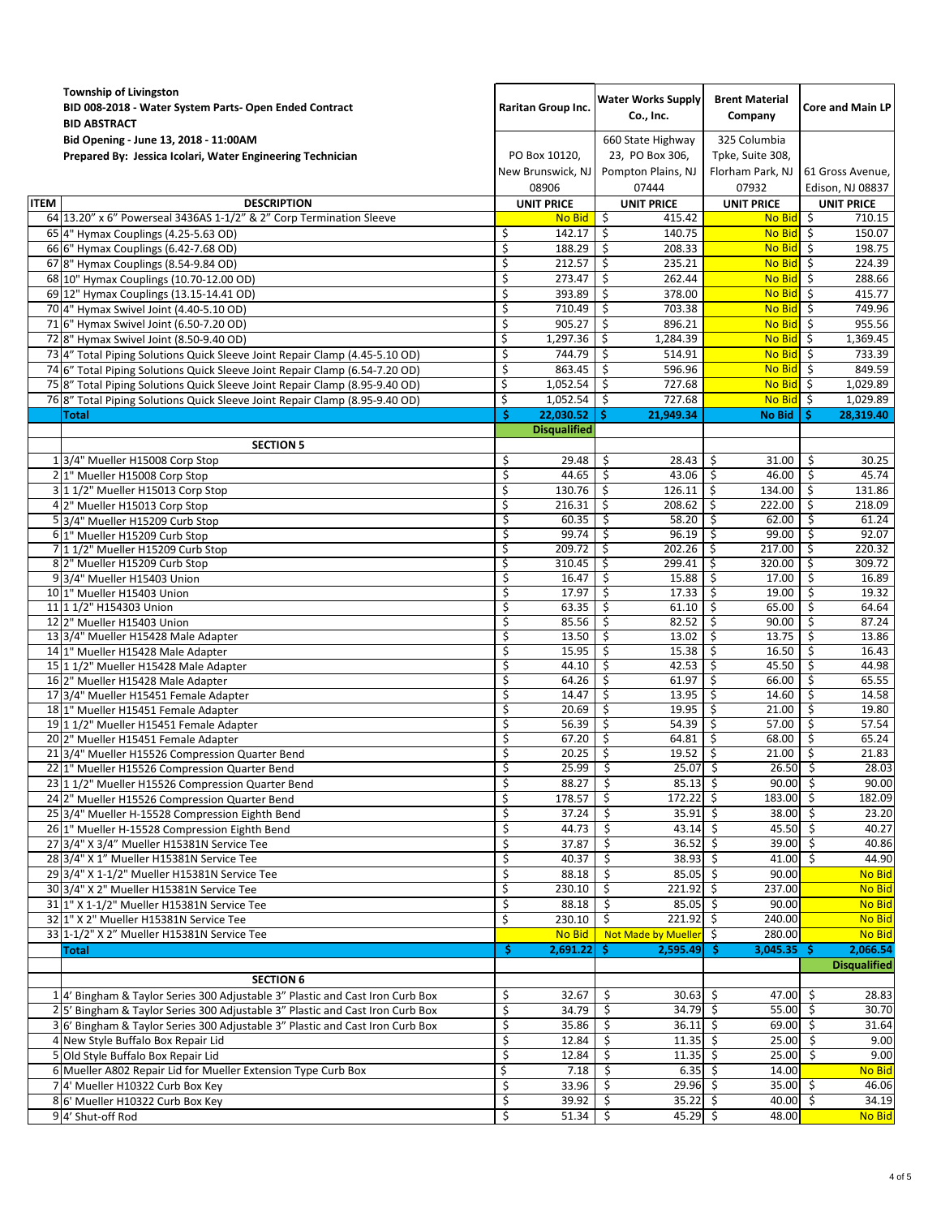| ITEM | Township of Livingston<br>BID 008-2018 - Water System Parts- Open Ended Contract<br>BID ABSTRACT<br>Bid Opening - June 13, 2018 - 11:00AM<br>Prepared By: Jessica Icolari, Water Engineering Technician | Raritan Group Inc.<br>PO Box 10120, New Brunswick, NJ 08906 | Water Works Supply Co., Inc.<br>660 State Highway 23, PO Box 306, Pompton Plains, NJ 07444 | Brent Material Company<br>325 Columbia Tpke, Suite 308, Florham Park, NJ 07932 | Core and Main LP<br>61 Gross Avenue, Edison, NJ 08837 |
|---|---|---|---|---|---|
| ITEM | DESCRIPTION | UNIT PRICE | UNIT PRICE | UNIT PRICE | UNIT PRICE |
| 64 | 13.20" x 6" Powerseal 3436AS 1-1/2" & 2" Corp Termination Sleeve | No Bid | $ 415.42 | No Bid | $ 710.15 |
| 65 | 4" Hymax Couplings (4.25-5.63 OD) | $ 142.17 | $ 140.75 | No Bid | $ 150.07 |
| 66 | 6" Hymax Couplings (6.42-7.68 OD) | $ 188.29 | $ 208.33 | No Bid | $ 198.75 |
| 67 | 8" Hymax Couplings (8.54-9.84 OD) | $ 212.57 | $ 235.21 | No Bid | $ 224.39 |
| 68 | 10" Hymax Couplings (10.70-12.00 OD) | $ 273.47 | $ 262.44 | No Bid | $ 288.66 |
| 69 | 12" Hymax Couplings (13.15-14.41 OD) | $ 393.89 | $ 378.00 | No Bid | $ 415.77 |
| 70 | 4" Hymax Swivel Joint (4.40-5.10 OD) | $ 710.49 | $ 703.38 | No Bid | $ 749.96 |
| 71 | 6" Hymax Swivel Joint (6.50-7.20 OD) | $ 905.27 | $ 896.21 | No Bid | $ 955.56 |
| 72 | 8" Hymax Swivel Joint (8.50-9.40 OD) | $ 1,297.36 | $ 1,284.39 | No Bid | $ 1,369.45 |
| 73 | 4" Total Piping Solutions Quick Sleeve Joint Repair Clamp (4.45-5.10 OD) | $ 744.79 | $ 514.91 | No Bid | $ 733.39 |
| 74 | 6" Total Piping Solutions Quick Sleeve Joint Repair Clamp (6.54-7.20 OD) | $ 863.45 | $ 596.96 | No Bid | $ 849.59 |
| 75 | 8" Total Piping Solutions Quick Sleeve Joint Repair Clamp (8.95-9.40 OD) | $ 1,052.54 | $ 727.68 | No Bid | $ 1,029.89 |
| 76 | 8" Total Piping Solutions Quick Sleeve Joint Repair Clamp (8.95-9.40 OD) | $ 1,052.54 | $ 727.68 | No Bid | $ 1,029.89 |
| | **Total** | **$ 22,030.52** | **$ 21,949.34** | **No Bid** | **$ 28,319.40** |
| | | **Disqualified** | | | |
| | **SECTION 5** | | | | |
| 1 | 3/4" Mueller H15008 Corp Stop | $ 29.48 | $ 28.43 | $ 31.00 | $ 30.25 |
| 2 | 1" Mueller H15008 Corp Stop | $ 44.65 | $ 43.06 | $ 46.00 | $ 45.74 |
| 3 | 1 1/2" Mueller H15013 Corp Stop | $ 130.76 | $ 126.11 | $ 134.00 | $ 131.86 |
| 4 | 2" Mueller H15013 Corp Stop | $ 216.31 | $ 208.62 | $ 222.00 | $ 218.09 |
| 5 | 3/4" Mueller H15209 Curb Stop | $ 60.35 | $ 58.20 | $ 62.00 | $ 61.24 |
| 6 | 1" Mueller H15209 Curb Stop | $ 99.74 | $ 96.19 | $ 99.00 | $ 92.07 |
| 7 | 1 1/2" Mueller H15209 Curb Stop | $ 209.72 | $ 202.26 | $ 217.00 | $ 220.32 |
| 8 | 2" Mueller H15209 Curb Stop | $ 310.45 | $ 299.41 | $ 320.00 | $ 309.72 |
| 9 | 3/4" Mueller H15403 Union | $ 16.47 | $ 15.88 | $ 17.00 | $ 16.89 |
| 10 | 1" Mueller H15403 Union | $ 17.97 | $ 17.33 | $ 19.00 | $ 19.32 |
| 11 | 1 1/2" H154303 Union | $ 63.35 | $ 61.10 | $ 65.00 | $ 64.64 |
| 12 | 2" Mueller H15403 Union | $ 85.56 | $ 82.52 | $ 90.00 | $ 87.24 |
| 13 | 3/4" Mueller H15428 Male Adapter | $ 13.50 | $ 13.02 | $ 13.75 | $ 13.86 |
| 14 | 1" Mueller H15428 Male Adapter | $ 15.95 | $ 15.38 | $ 16.50 | $ 16.43 |
| 15 | 1 1/2" Mueller H15428 Male Adapter | $ 44.10 | $ 42.53 | $ 45.50 | $ 44.98 |
| 16 | 2" Mueller H15428 Male Adapter | $ 64.26 | $ 61.97 | $ 66.00 | $ 65.55 |
| 17 | 3/4" Mueller H15451 Female Adapter | $ 14.47 | $ 13.95 | $ 14.60 | $ 14.58 |
| 18 | 1" Mueller H15451 Female Adapter | $ 20.69 | $ 19.95 | $ 21.00 | $ 19.80 |
| 19 | 1 1/2" Mueller H15451 Female Adapter | $ 56.39 | $ 54.39 | $ 57.00 | $ 57.54 |
| 20 | 2" Mueller H15451 Female Adapter | $ 67.20 | $ 64.81 | $ 68.00 | $ 65.24 |
| 21 | 3/4" Mueller H15526 Compression Quarter Bend | $ 20.25 | $ 19.52 | $ 21.00 | $ 21.83 |
| 22 | 1" Mueller H15526 Compression Quarter Bend | $ 25.99 | $ 25.07 | $ 26.50 | $ 28.03 |
| 23 | 1 1/2" Mueller H15526 Compression Quarter Bend | $ 88.27 | $ 85.13 | $ 90.00 | $ 90.00 |
| 24 | 2" Mueller H15526 Compression Quarter Bend | $ 178.57 | $ 172.22 | $ 183.00 | $ 182.09 |
| 25 | 3/4" Mueller H-15528 Compression Eighth Bend | $ 37.24 | $ 35.91 | $ 38.00 | $ 23.20 |
| 26 | 1" Mueller H-15528 Compression Eighth Bend | $ 44.73 | $ 43.14 | $ 45.50 | $ 40.27 |
| 27 | 3/4" X 3/4" Mueller H15381N Service Tee | $ 37.87 | $ 36.52 | $ 39.00 | $ 40.86 |
| 28 | 3/4" X 1" Mueller H15381N Service Tee | $ 40.37 | $ 38.93 | $ 41.00 | $ 44.90 |
| 29 | 3/4" X 1-1/2" Mueller H15381N Service Tee | $ 88.18 | $ 85.05 | $ 90.00 | No Bid |
| 30 | 3/4" X 2" Mueller H15381N Service Tee | $ 230.10 | $ 221.92 | $ 237.00 | No Bid |
| 31 | 1" X 1-1/2" Mueller H15381N Service Tee | $ 88.18 | $ 85.05 | $ 90.00 | No Bid |
| 32 | 1" X 2" Mueller H15381N Service Tee | $ 230.10 | $ 221.92 | $ 240.00 | No Bid |
| 33 | 1-1/2" X 2" Mueller H15381N Service Tee | No Bid | Not Made by Mueller | $ 280.00 | No Bid |
| | **Total** | **$ 2,691.22** | **$ 2,595.49** | **$ 3,045.35** | **$ 2,066.54** |
| | | | | | **Disqualified** |
| | **SECTION 6** | | | | |
| 1 | 4' Bingham & Taylor Series 300 Adjustable 3" Plastic and Cast Iron Curb Box | $ 32.67 | $ 30.63 | $ 47.00 | $ 28.83 |
| 2 | 5' Bingham & Taylor Series 300 Adjustable 3" Plastic and Cast Iron Curb Box | $ 34.79 | $ 34.79 | $ 55.00 | $ 30.70 |
| 3 | 6' Bingham & Taylor Series 300 Adjustable 3" Plastic and Cast Iron Curb Box | $ 35.86 | $ 36.11 | $ 69.00 | $ 31.64 |
| 4 | New Style Buffalo Box Repair Lid | $ 12.84 | $ 11.35 | $ 25.00 | $ 9.00 |
| 5 | Old Style Buffalo Box Repair Lid | $ 12.84 | $ 11.35 | $ 25.00 | $ 9.00 |
| 6 | Mueller A802 Repair Lid for Mueller Extension Type Curb Box | $ 7.18 | $ 6.35 | $ 14.00 | No Bid |
| 7 | 4' Mueller H10322 Curb Box Key | $ 33.96 | $ 29.96 | $ 35.00 | $ 46.06 |
| 8 | 6' Mueller H10322 Curb Box Key | $ 39.92 | $ 35.22 | $ 40.00 | $ 34.19 |
| 9 | 4' Shut-off Rod | $ 51.34 | $ 45.29 | $ 48.00 | No Bid |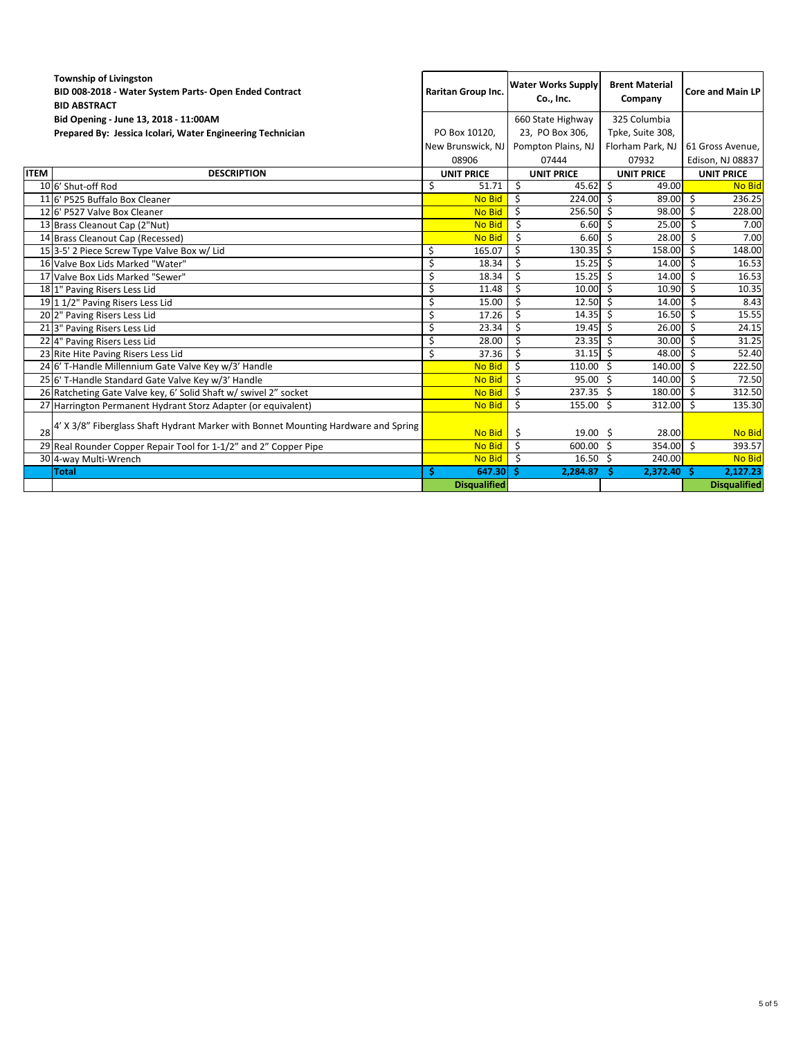**Township of Livingston**
**BID 008-2018 - Water System Parts- Open Ended Contract**
**BID ABSTRACT**
**Bid Opening - June 13, 2018 - 11:00AM**
**Prepared By: Jessica Icolari, Water Engineering Technician**

| ITEM | DESCRIPTION | Raritan Group Inc. | Water Works Supply Co., Inc. | Brent Material Company | Core and Main LP |
|---|---|---|---|---|---|
| | | PO Box 10120, New Brunswick, NJ 08906 | 660 State Highway 23, PO Box 306, Pompton Plains, NJ 07444 | 325 Columbia Tpke, Suite 308, Florham Park, NJ 07932 | 61 Gross Avenue, Edison, NJ 08837 |
| | | UNIT PRICE | UNIT PRICE | UNIT PRICE | UNIT PRICE |
| 10 | 6' Shut-off Rod | $ 51.71 | $ 45.62 | $ 49.00 | No Bid |
| 11 | 6' P525 Buffalo Box Cleaner | No Bid | $ 224.00 | $ 89.00 | $ 236.25 |
| 12 | 6' P527 Valve Box Cleaner | No Bid | $ 256.50 | $ 98.00 | $ 228.00 |
| 13 | Brass Cleanout Cap (2"Nut) | No Bid | $ 6.60 | $ 25.00 | $ 7.00 |
| 14 | Brass Cleanout Cap (Recessed) | No Bid | $ 6.60 | $ 28.00 | $ 7.00 |
| 15 | 3-5' 2 Piece Screw Type Valve Box w/ Lid | $ 165.07 | $ 130.35 | $ 158.00 | $ 148.00 |
| 16 | Valve Box Lids Marked "Water" | $ 18.34 | $ 15.25 | $ 14.00 | $ 16.53 |
| 17 | Valve Box Lids Marked "Sewer" | $ 18.34 | $ 15.25 | $ 14.00 | $ 16.53 |
| 18 | 1" Paving Risers Less Lid | $ 11.48 | $ 10.00 | $ 10.90 | $ 10.35 |
| 19 | 1 1/2" Paving Risers Less Lid | $ 15.00 | $ 12.50 | $ 14.00 | $ 8.43 |
| 20 | 2" Paving Risers Less Lid | $ 17.26 | $ 14.35 | $ 16.50 | $ 15.55 |
| 21 | 3" Paving Risers Less Lid | $ 23.34 | $ 19.45 | $ 26.00 | $ 24.15 |
| 22 | 4" Paving Risers Less Lid | $ 28.00 | $ 23.35 | $ 30.00 | $ 31.25 |
| 23 | Rite Hite Paving Risers Less Lid | $ 37.36 | $ 31.15 | $ 48.00 | $ 52.40 |
| 24 | 6' T-Handle Millennium Gate Valve Key w/3' Handle | No Bid | $ 110.00 | $ 140.00 | $ 222.50 |
| 25 | 6' T-Handle Standard Gate Valve Key w/3' Handle | No Bid | $ 95.00 | $ 140.00 | $ 72.50 |
| 26 | Ratcheting Gate Valve key, 6' Solid Shaft w/ swivel 2" socket | No Bid | $ 237.35 | $ 180.00 | $ 312.50 |
| 27 | Harrington Permanent Hydrant Storz Adapter (or equivalent) | No Bid | $ 155.00 | $ 312.00 | $ 135.30 |
| 28 | 4' X 3/8" Fiberglass Shaft Hydrant Marker with Bonnet Mounting Hardware and Spring | No Bid | $ 19.00 | $ 28.00 | No Bid |
| 29 | Real Rounder Copper Repair Tool for 1-1/2" and 2" Copper Pipe | No Bid | $ 600.00 | $ 354.00 | $ 393.57 |
| 30 | 4-way Multi-Wrench | No Bid | $ 16.50 | $ 240.00 | No Bid |
| | **Total** | **$ 647.30** | **$ 2,284.87** | **$ 2,372.40** | **$ 2,127.23** |
| | | **Disqualified** | | | **Disqualified** |